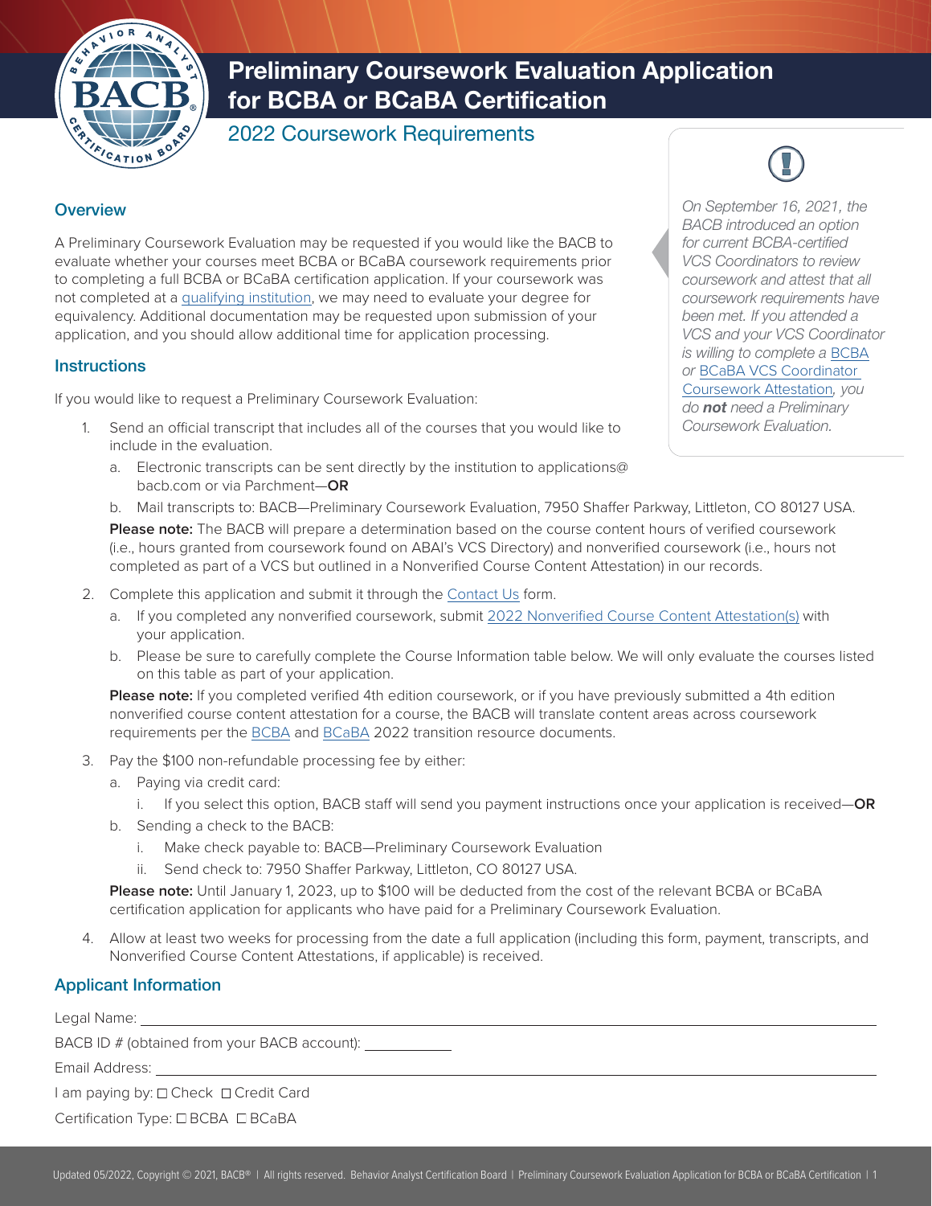# Preliminary Coursework Evaluation Application for BCBA or BCaBA Certification

## 2022 Coursework Requirements

### Overview

A Preliminary Coursework Evaluation may be requested if you would like the BACB to evaluate whether your courses meet BCBA or BCaBA coursework requirements prior to completing a full BCBA or BCaBA certification application. If your coursework was not completed at a qualifying institution, we may need to evaluate your degree for equivalency. Additional documentation may be requested upon submission of your application, and you should allow additional time for application processing.

*On September 16, 2021, the BACB introduced an option for current BCBA-certified VCS Coordinators to review coursework and attest that all coursework requirements have been met. If you attended a VCS and your VCS Coordinator is willing to complete a BCBA or BCaBA VCS Coordinator Coursework Attestation, you do **not** need a Preliminary Coursework Evaluation.*

### Instructions

If you would like to request a Preliminary Coursework Evaluation:

1. Send an official transcript that includes all of the courses that you would like to include in the evaluation.
   a. Electronic transcripts can be sent directly by the institution to applications@bacb.com or via Parchment—**OR**
   b. Mail transcripts to: BACB—Preliminary Coursework Evaluation, 7950 Shaffer Parkway, Littleton, CO 80127 USA.

   **Please note:** The BACB will prepare a determination based on the course content hours of verified coursework (i.e., hours granted from coursework found on ABAI's VCS Directory) and nonverified coursework (i.e., hours not completed as part of a VCS but outlined in a Nonverified Course Content Attestation) in our records.

2. Complete this application and submit it through the Contact Us form.
   a. If you completed any nonverified coursework, submit 2022 Nonverified Course Content Attestation(s) with your application.
   b. Please be sure to carefully complete the Course Information table below. We will only evaluate the courses listed on this table as part of your application.

   **Please note:** If you completed verified 4th edition coursework, or if you have previously submitted a 4th edition nonverified course content attestation for a course, the BACB will translate content areas across coursework requirements per the BCBA and BCaBA 2022 transition resource documents.

3. Pay the $100 non-refundable processing fee by either:
   a. Paying via credit card:
      i. If you select this option, BACB staff will send you payment instructions once your application is received—**OR**
   b. Sending a check to the BACB:
      i. Make check payable to: BACB—Preliminary Coursework Evaluation
      ii. Send check to: 7950 Shaffer Parkway, Littleton, CO 80127 USA.

   **Please note:** Until January 1, 2023, up to $100 will be deducted from the cost of the relevant BCBA or BCaBA certification application for applicants who have paid for a Preliminary Coursework Evaluation.

4. Allow at least two weeks for processing from the date a full application (including this form, payment, transcripts, and Nonverified Course Content Attestations, if applicable) is received.

### Applicant Information

Legal Name: ____________________

BACB ID # (obtained from your BACB account): ____________

Email Address: ____________________

I am paying by: ☐ Check ☐ Credit Card

Certification Type: ☐ BCBA ☐ BCaBA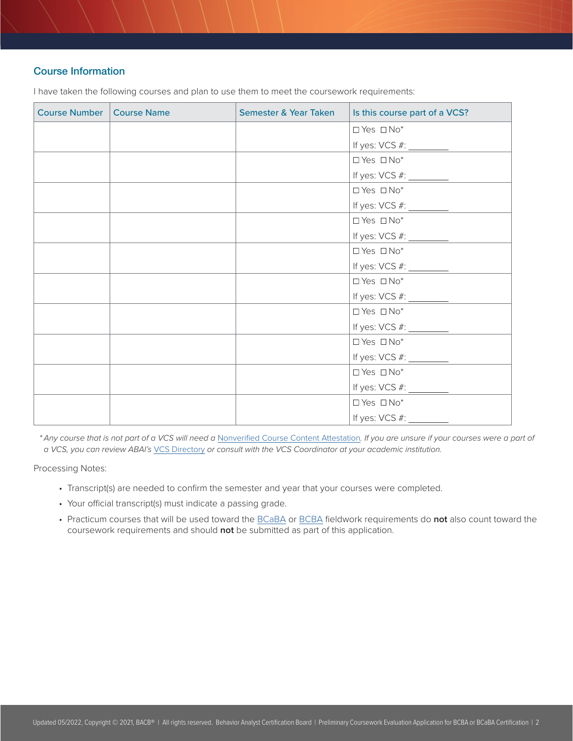## Course Information

I have taken the following courses and plan to use them to meet the coursework requirements:

| Course Number | Course Name | Semester & Year Taken | Is this course part of a VCS? |
|---|---|---|---|
| | | | ☐ Yes ☐ No* <br> If yes: VCS #: ________ |
| | | | ☐ Yes ☐ No* <br> If yes: VCS #: ________ |
| | | | ☐ Yes ☐ No* <br> If yes: VCS #: ________ |
| | | | ☐ Yes ☐ No* <br> If yes: VCS #: ________ |
| | | | ☐ Yes ☐ No* <br> If yes: VCS #: ________ |
| | | | ☐ Yes ☐ No* <br> If yes: VCS #: ________ |
| | | | ☐ Yes ☐ No* <br> If yes: VCS #: ________ |
| | | | ☐ Yes ☐ No* <br> If yes: VCS #: ________ |
| | | | ☐ Yes ☐ No* <br> If yes: VCS #: ________ |
| | | | ☐ Yes ☐ No* <br> If yes: VCS #: ________ |

*\*Any course that is not part of a VCS will need a Nonverified Course Content Attestation. If you are unsure if your courses were a part of a VCS, you can review ABAI's VCS Directory or consult with the VCS Coordinator at your academic institution.*

Processing Notes:

- Transcript(s) are needed to confirm the semester and year that your courses were completed.
- Your official transcript(s) must indicate a passing grade.
- Practicum courses that will be used toward the BCaBA or BCBA fieldwork requirements do **not** also count toward the coursework requirements and should **not** be submitted as part of this application.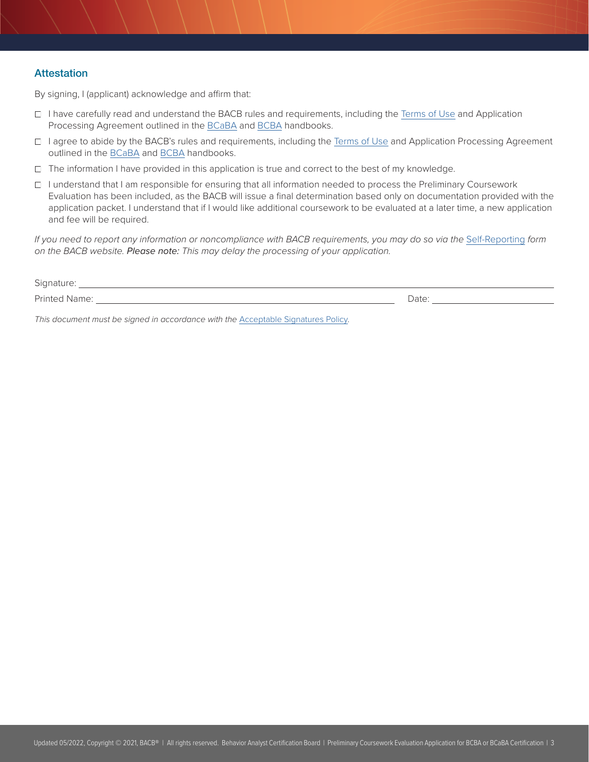## Attestation

By signing, I (applicant) acknowledge and affirm that:

- ☐ I have carefully read and understand the BACB rules and requirements, including the Terms of Use and Application Processing Agreement outlined in the BCaBA and BCBA handbooks.
- ☐ I agree to abide by the BACB's rules and requirements, including the Terms of Use and Application Processing Agreement outlined in the BCaBA and BCBA handbooks.
- ☐ The information I have provided in this application is true and correct to the best of my knowledge.
- ☐ I understand that I am responsible for ensuring that all information needed to process the Preliminary Coursework Evaluation has been included, as the BACB will issue a final determination based only on documentation provided with the application packet. I understand that if I would like additional coursework to be evaluated at a later time, a new application and fee will be required.

*If you need to report any information or noncompliance with BACB requirements, you may do so via the* Self-Reporting *form on the BACB website.* ***Please note:*** *This may delay the processing of your application.*

Signature: ______________________________________________

Printed Name: ______________________________________ Date: ____________________

*This document must be signed in accordance with the* Acceptable Signatures Policy.